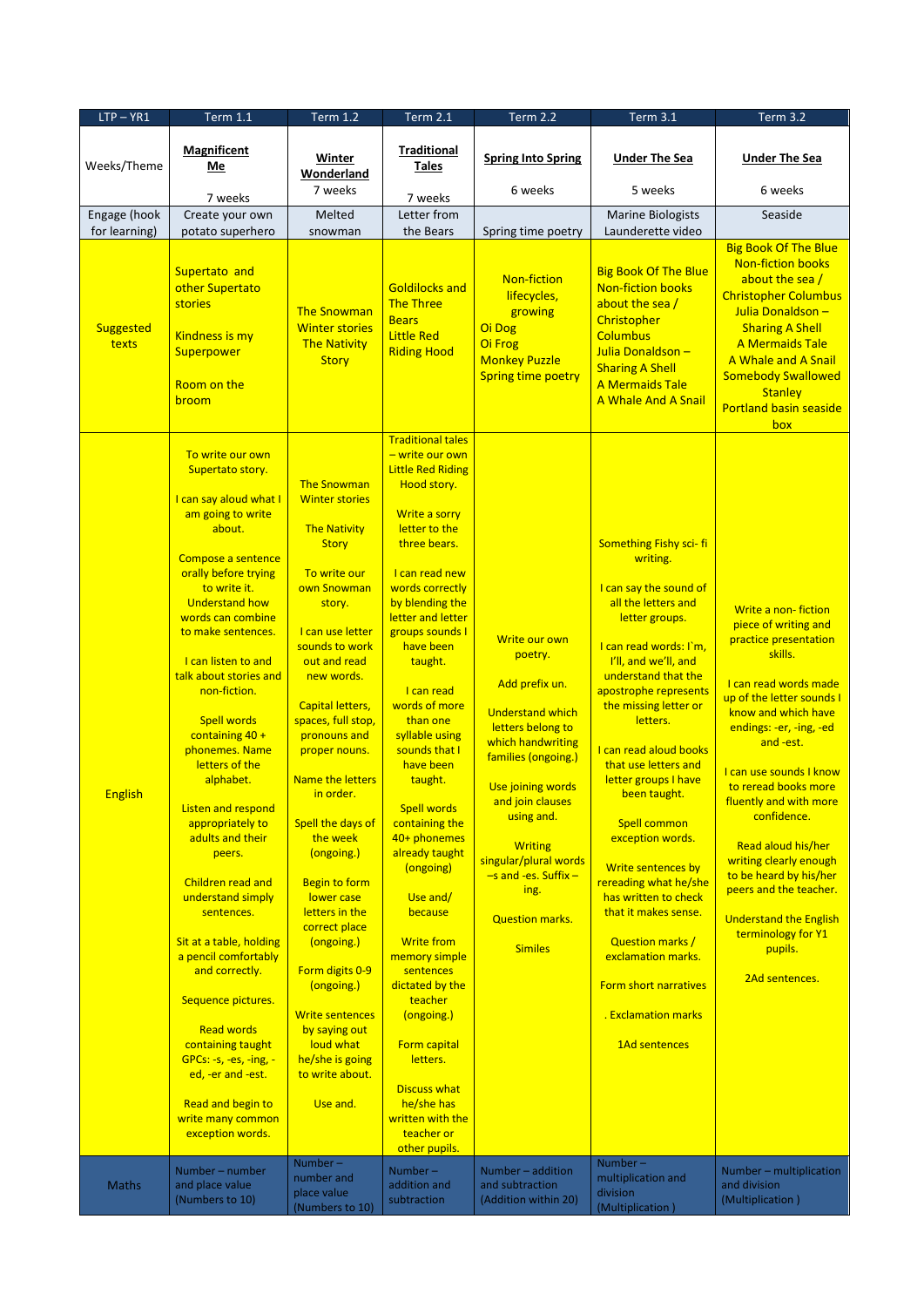| LTP – YR1 | Term 1.1 | Term 1.2 | Term 2.1 | Term 2.2 | Term 3.1 | Term 3.2 |
|---|---|---|---|---|---|---|
| Weeks/Theme | **Magnificent Me**<br><br>7 weeks | **Winter Wonderland**<br>7 weeks | **Traditional Tales**<br><br>7 weeks | **Spring Into Spring**<br><br>6 weeks | **Under The Sea**<br><br>5 weeks | **Under The Sea**<br><br>6 weeks |
| Engage (hook for learning) | Create your own potato superhero | Melted snowman | Letter from the Bears | Spring time poetry | Marine Biologists Launderette video | Seaside |
| Suggested texts | Supertato and other Supertato stories<br><br>Kindness is my Superpower<br><br>Room on the broom | The Snowman<br>Winter stories<br>The Nativity Story | Goldilocks and The Three Bears<br>Little Red Riding Hood | Non-fiction lifecycles, growing<br>Oi Dog<br>Oi Frog<br>Monkey Puzzle<br>Spring time poetry | Big Book Of The Blue Non-fiction books about the sea / Christopher Columbus<br>Julia Donaldson – Sharing A Shell<br>A Mermaids Tale<br>A Whale And A Snail | Big Book Of The Blue Non-fiction books about the sea / Christopher Columbus<br>Julia Donaldson – Sharing A Shell<br>A Mermaids Tale<br>A Whale and A Snail<br>Somebody Swallowed Stanley<br>Portland basin seaside box |
| English | To write our own Supertato story.<br><br>I can say aloud what I am going to write about.<br><br>Compose a sentence orally before trying to write it.<br>Understand how words can combine to make sentences.<br><br>I can listen to and talk about stories and non-fiction.<br><br>Spell words containing 40 + phonemes. Name letters of the alphabet.<br><br>Listen and respond appropriately to adults and their peers.<br><br>Children read and understand simply sentences.<br><br>Sit at a table, holding a pencil comfortably and correctly.<br><br>Sequence pictures.<br><br>Read words containing taught GPCs: -s, -es, -ing, -ed, -er and -est.<br><br>Read and begin to write many common exception words. | The Snowman<br>Winter stories<br><br>The Nativity Story<br><br>To write our own Snowman story.<br><br>I can use letter sounds to work out and read new words.<br><br>Capital letters, spaces, full stop, pronouns and proper nouns.<br><br>Name the letters in order.<br><br>Spell the days of the week (ongoing.)<br><br>Begin to form lower case letters in the correct place (ongoing.)<br><br>Form digits 0-9 (ongoing.)<br><br>Write sentences by saying out loud what he/she is going to write about.<br><br>Use and. | Traditional tales – write our own Little Red Riding Hood story.<br><br>Write a sorry letter to the three bears.<br><br>I can read new words correctly by blending the letter and letter groups sounds I have been taught.<br><br>I can read words of more than one syllable using sounds that I have been taught.<br><br>Spell words containing the 40+ phonemes already taught (ongoing)<br><br>Use and/ because<br><br>Write from memory simple sentences dictated by the teacher (ongoing.)<br><br>Form capital letters.<br><br>Discuss what he/she has written with the teacher or other pupils. | Write our own poetry.<br><br>Add prefix un.<br><br>Understand which letters belong to which handwriting families (ongoing.)<br><br>Use joining words and join clauses using and.<br><br>Writing singular/plural words –s and -es. Suffix – ing.<br><br>Question marks.<br><br>Similes | Something Fishy sci- fi writing.<br><br>I can say the sound of all the letters and letter groups.<br><br>I can read words: I`m, I'll, and we'll, and understand that the apostrophe represents the missing letter or letters.<br><br>I can read aloud books that use letters and letter groups I have been taught.<br><br>Spell common exception words.<br><br>Write sentences by rereading what he/she has written to check that it makes sense.<br><br>Question marks / exclamation marks.<br><br>Form short narratives<br><br>. Exclamation marks<br><br>1Ad sentences | Write a non- fiction piece of writing and practice presentation skills.<br><br>I can read words made up of the letter sounds I know and which have endings: -er, -ing, -ed and -est.<br><br>I can use sounds I know to reread books more fluently and with more confidence.<br><br>Read aloud his/her writing clearly enough to be heard by his/her peers and the teacher.<br><br>Understand the English terminology for Y1 pupils.<br><br>2Ad sentences. |
| Maths | Number – number and place value (Numbers to 10) | Number – number and place value (Numbers to 10) | Number – addition and subtraction | Number – addition and subtraction (Addition within 20) | Number – multiplication and division (Multiplication ) | Number – multiplication and division (Multiplication ) |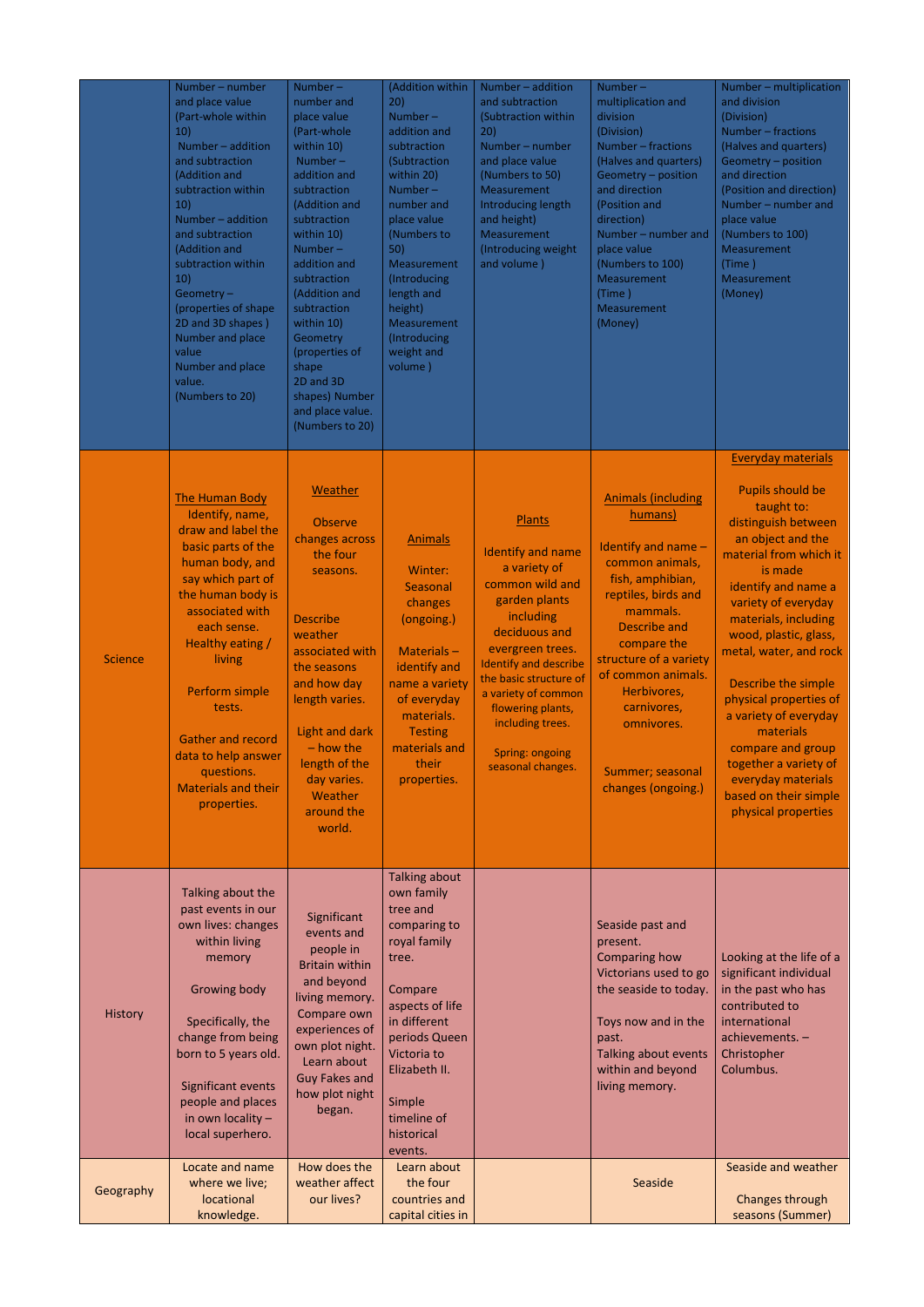| | | | | | | |
|---|---|---|---|---|---|---|
| | Number – number and place value (Part-whole within 10) Number – addition and subtraction (Addition and subtraction within 10) Number – addition and subtraction (Addition and subtraction within 10) Geometry – (properties of shape 2D and 3D shapes ) Number and place value Number and place value. (Numbers to 20) | Number – number and place value (Part-whole within 10) Number – addition and subtraction (Addition and subtraction within 10) Number – addition and subtraction (Addition and subtraction within 10) Geometry (properties of shape 2D and 3D shapes) Number and place value. (Numbers to 20) | (Addition within 20) Number – addition and subtraction (Subtraction within 20) Number – number and place value (Numbers to 50) Measurement (Introducing length and height) Measurement (Introducing weight and volume ) | Number – addition and subtraction (Subtraction within 20) Number – number and place value (Numbers to 50) Measurement Introducing length and height) Measurement (Introducing weight and volume ) | Number – multiplication and division (Division) Number – fractions (Halves and quarters) Geometry – position and direction (Position and direction) Number – number and place value (Numbers to 100) Measurement (Time ) Measurement (Money) | Number – multiplication and division (Division) Number – fractions (Halves and quarters) Geometry – position and direction (Position and direction) Number – number and place value (Numbers to 100) Measurement (Time ) Measurement (Money) |
| Science | The Human Body Identify, name, draw and label the basic parts of the human body, and say which part of the human body is associated with each sense. Healthy eating / living<br><br>Perform simple tests.<br><br>Gather and record data to help answer questions. Materials and their properties. | Weather<br><br>Observe changes across the four seasons.<br><br>Describe weather associated with the seasons and how day length varies.<br><br>Light and dark – how the length of the day varies. Weather around the world. | Animals<br><br>Winter: Seasonal changes (ongoing.)<br><br>Materials – identify and name a variety of everyday materials. Testing materials and their properties. | Plants<br><br>Identify and name a variety of common wild and garden plants including deciduous and evergreen trees. Identify and describe the basic structure of a variety of common flowering plants, including trees.<br><br>Spring: ongoing seasonal changes. | Animals (including humans)<br><br>Identify and name – common animals, fish, amphibian, reptiles, birds and mammals. Describe and compare the structure of a variety of common animals. Herbivores, carnivores, omnivores.<br><br>Summer; seasonal changes (ongoing.) | Everyday materials<br><br>Pupils should be taught to: distinguish between an object and the material from which it is made identify and name a variety of everyday materials, including wood, plastic, glass, metal, water, and rock<br><br>Describe the simple physical properties of a variety of everyday materials compare and group together a variety of everyday materials based on their simple physical properties |
| History | Talking about the past events in our own lives: changes within living memory<br><br>Growing body<br><br>Specifically, the change from being born to 5 years old.<br><br>Significant events people and places in own locality – local superhero. | Significant events and people in Britain within and beyond living memory. Compare own experiences of own plot night. Learn about Guy Fakes and how plot night began. | Talking about own family tree and comparing to royal family tree.<br><br>Compare aspects of life in different periods Queen Victoria to Elizabeth II.<br><br>Simple timeline of historical events. | | Seaside past and present. Comparing how Victorians used to go the seaside to today.<br><br>Toys now and in the past. Talking about events within and beyond living memory. | Looking at the life of a significant individual in the past who has contributed to international achievements. – Christopher Columbus. |
| Geography | Locate and name where we live; locational knowledge. | How does the weather affect our lives? | Learn about the four countries and capital cities in | | Seaside | Seaside and weather<br><br>Changes through seasons (Summer) |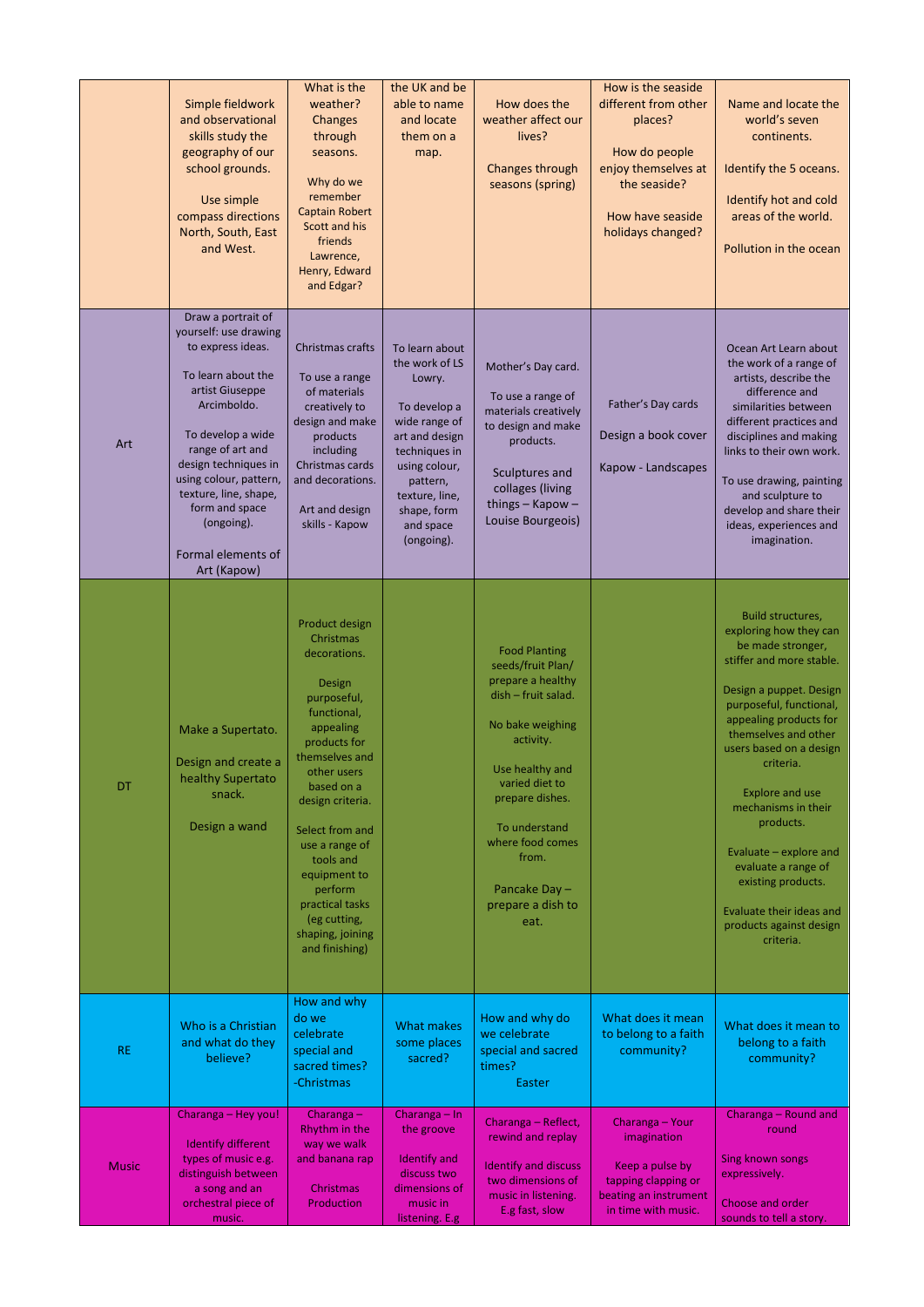| | | | | | | |
|---|---|---|---|---|---|---|
| | Simple fieldwork and observational skills study the geography of our school grounds.<br><br>Use simple compass directions North, South, East and West. | What is the weather? Changes through seasons.<br><br>Why do we remember Captain Robert Scott and his friends Lawrence, Henry, Edward and Edgar? | the UK and be able to name and locate them on a map. | How does the weather affect our lives?<br><br>Changes through seasons (spring) | How is the seaside different from other places?<br><br>How do people enjoy themselves at the seaside?<br><br>How have seaside holidays changed? | Name and locate the world's seven continents.<br><br>Identify the 5 oceans.<br><br>Identify hot and cold areas of the world.<br><br>Pollution in the ocean |
| Art | Draw a portrait of yourself: use drawing to express ideas.<br><br>To learn about the artist Giuseppe Arcimboldo.<br><br>To develop a wide range of art and design techniques in using colour, pattern, texture, line, shape, form and space (ongoing).<br><br>Formal elements of Art (Kapow) | Christmas crafts<br><br>To use a range of materials creatively to design and make products including Christmas cards and decorations.<br><br>Art and design skills - Kapow | To learn about the work of LS Lowry.<br><br>To develop a wide range of art and design techniques in using colour, pattern, texture, line, shape, form and space (ongoing). | Mother's Day card.<br><br>To use a range of materials creatively to design and make products.<br><br>Sculptures and collages (living things – Kapow – Louise Bourgeois) | Father's Day cards<br><br>Design a book cover<br><br>Kapow - Landscapes | Ocean Art Learn about the work of a range of artists, describe the difference and similarities between different practices and disciplines and making links to their own work.<br><br>To use drawing, painting and sculpture to develop and share their ideas, experiences and imagination. |
| DT | Make a Supertato.<br><br>Design and create a healthy Supertato snack.<br><br>Design a wand | Product design Christmas decorations.<br><br>Design purposeful, functional, appealing products for themselves and other users based on a design criteria.<br><br>Select from and use a range of tools and equipment to perform practical tasks (eg cutting, shaping, joining and finishing) | | Food Planting seeds/fruit Plan/ prepare a healthy dish – fruit salad.<br><br>No bake weighing activity.<br><br>Use healthy and varied diet to prepare dishes.<br><br>To understand where food comes from.<br><br>Pancake Day – prepare a dish to eat. | | Build structures, exploring how they can be made stronger, stiffer and more stable.<br><br>Design a puppet. Design purposeful, functional, appealing products for themselves and other users based on a design criteria.<br><br>Explore and use mechanisms in their products.<br><br>Evaluate – explore and evaluate a range of existing products.<br><br>Evaluate their ideas and products against design criteria. |
| RE | Who is a Christian and what do they believe? | How and why do we celebrate special and sacred times? -Christmas | What makes some places sacred? | How and why do we celebrate special and sacred times? Easter | What does it mean to belong to a faith community? | What does it mean to belong to a faith community? |
| Music | Charanga – Hey you!<br><br>Identify different types of music e.g. distinguish between a song and an orchestral piece of music. | Charanga – Rhythm in the way we walk and banana rap<br><br>Christmas Production | Charanga – In the groove<br><br>Identify and discuss two dimensions of music in listening. E.g | Charanga – Reflect, rewind and replay<br><br>Identify and discuss two dimensions of music in listening. E.g fast, slow | Charanga – Your imagination<br><br>Keep a pulse by tapping clapping or beating an instrument in time with music. | Charanga – Round and round<br><br>Sing known songs expressively.<br><br>Choose and order sounds to tell a story. |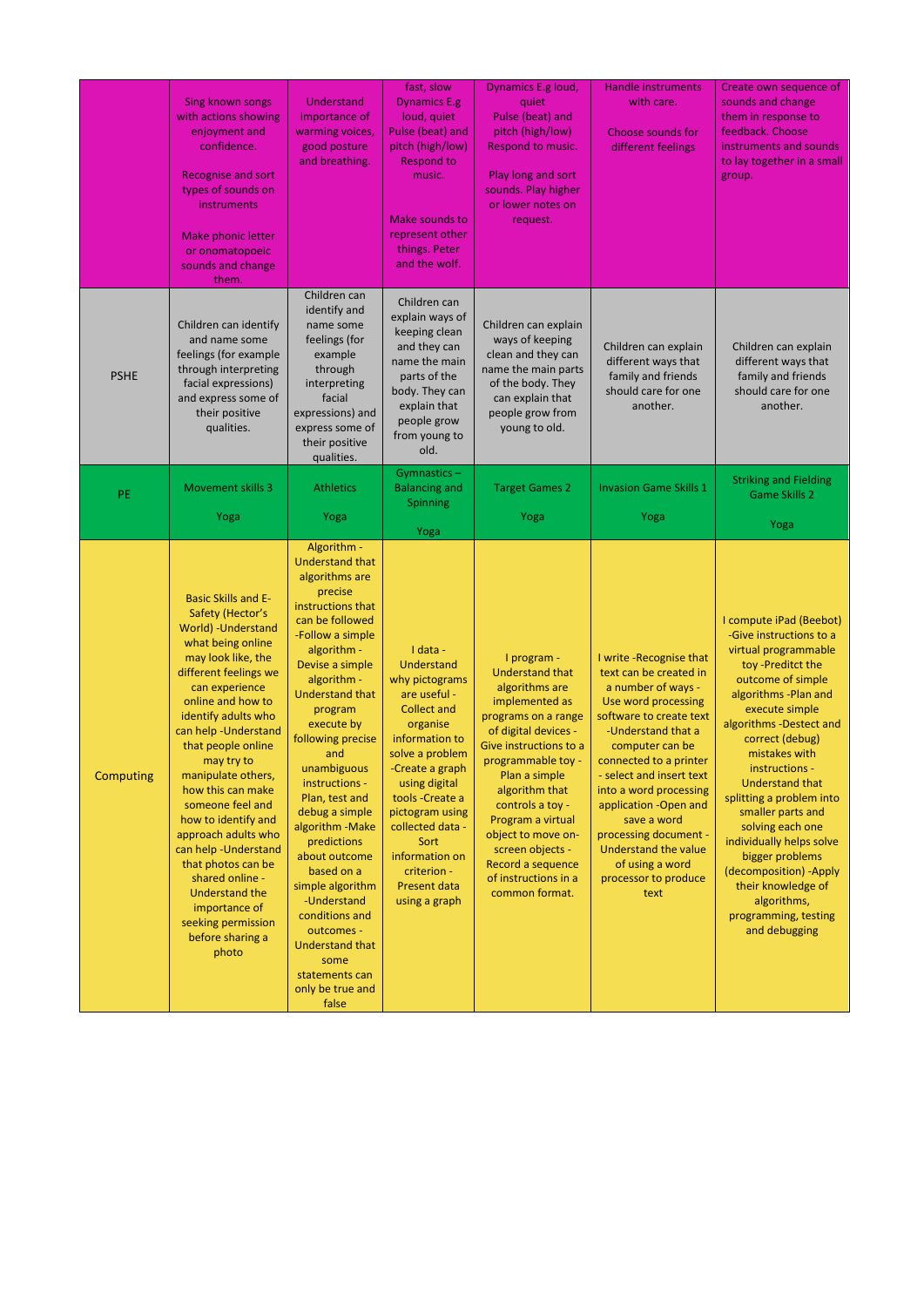| | | | | | | |
|---|---|---|---|---|---|---|
| | Sing known songs with actions showing enjoyment and confidence.<br><br>Recognise and sort types of sounds on instruments<br><br>Make phonic letter or onomatopoeic sounds and change them. | Understand importance of warming voices, good posture and breathing. | fast, slow Dynamics E.g loud, quiet Pulse (beat) and pitch (high/low) Respond to music.<br><br>Make sounds to represent other things. Peter and the wolf. | Dynamics E.g loud, quiet Pulse (beat) and pitch (high/low) Respond to music.<br><br>Play long and sort sounds. Play higher or lower notes on request. | Handle instruments with care.<br><br>Choose sounds for different feelings | Create own sequence of sounds and change them in response to feedback. Choose instruments and sounds to lay together in a small group. |
| PSHE | Children can identify and name some feelings (for example through interpreting facial expressions) and express some of their positive qualities. | Children can identify and name some feelings (for example through interpreting facial expressions) and express some of their positive qualities. | Children can explain ways of keeping clean and they can name the main parts of the body. They can explain that people grow from young to old. | Children can explain ways of keeping clean and they can name the main parts of the body. They can explain that people grow from young to old. | Children can explain different ways that family and friends should care for one another. | Children can explain different ways that family and friends should care for one another. |
| PE | Movement skills 3<br><br>Yoga | Athletics<br><br>Yoga | Gymnastics – Balancing and Spinning<br><br>Yoga | Target Games 2<br><br>Yoga | Invasion Game Skills 1<br><br>Yoga | Striking and Fielding Game Skills 2<br><br>Yoga |
| Computing | Basic Skills and E-Safety (Hector's World) -Understand what being online may look like, the different feelings we can experience online and how to identify adults who can help -Understand that people online may try to manipulate others, how this can make someone feel and how to identify and approach adults who can help -Understand that photos can be shared online -Understand the importance of seeking permission before sharing a photo | Algorithm -Understand that algorithms are precise instructions that can be followed -Follow a simple algorithm -Devise a simple algorithm -Understand that program execute by following precise and unambiguous instructions -Plan, test and debug a simple algorithm -Make predictions about outcome based on a simple algorithm -Understand conditions and outcomes -Understand that some statements can only be true and false | I data -Understand why pictograms are useful -Collect and organise information to solve a problem -Create a graph using digital tools -Create a pictogram using collected data -Sort information on criterion -Present data using a graph | I program -Understand that algorithms are implemented as programs on a range of digital devices -Give instructions to a programmable toy -Plan a simple algorithm that controls a toy -Program a virtual object to move on-screen objects -Record a sequence of instructions in a common format. | I write -Recognise that text can be created in a number of ways -Use word processing software to create text -Understand that a computer can be connected to a printer -select and insert text into a word processing application -Open and save a word processing document -Understand the value of using a word processor to produce text | I compute iPad (Beebot) -Give instructions to a virtual programmable toy -Preditct the outcome of simple algorithms -Plan and execute simple algorithms -Destect and correct (debug) mistakes with instructions -Understand that splitting a problem into smaller parts and solving each one individually helps solve bigger problems (decomposition) -Apply their knowledge of algorithms, programming, testing and debugging |